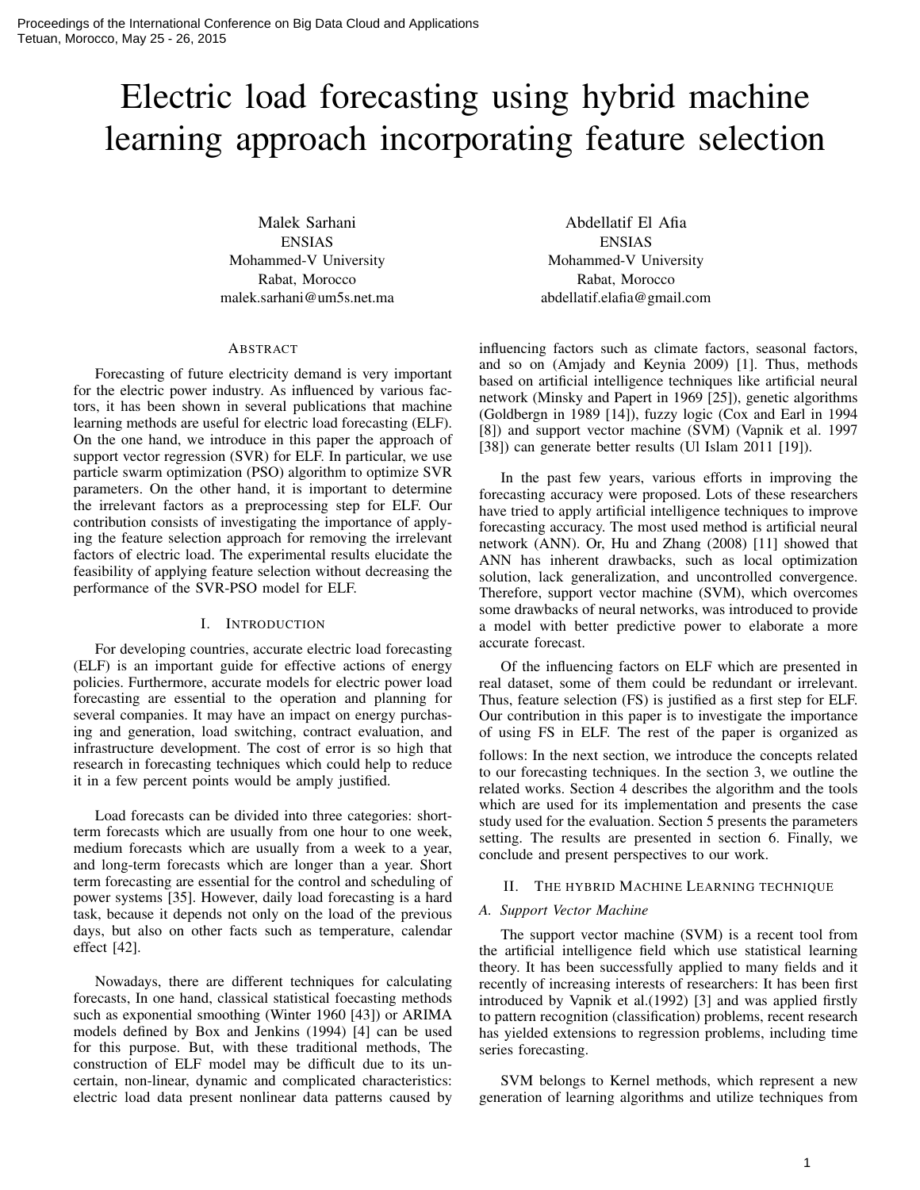# Electric load forecasting using hybrid machine learning approach incorporating feature selection

Malek Sarhani
ENSIAS
Mohammed-V University
Rabat, Morocco
malek.sarhani@um5s.net.ma

Abdellatif El Afia
ENSIAS
Mohammed-V University
Rabat, Morocco
abdellatif.elafia@gmail.com

## Abstract

Forecasting of future electricity demand is very important for the electric power industry. As influenced by various factors, it has been shown in several publications that machine learning methods are useful for electric load forecasting (ELF). On the one hand, we introduce in this paper the approach of support vector regression (SVR) for ELF. In particular, we use particle swarm optimization (PSO) algorithm to optimize SVR parameters. On the other hand, it is important to determine the irrelevant factors as a preprocessing step for ELF. Our contribution consists of investigating the importance of applying the feature selection approach for removing the irrelevant factors of electric load. The experimental results elucidate the feasibility of applying feature selection without decreasing the performance of the SVR-PSO model for ELF.

## I. Introduction

For developing countries, accurate electric load forecasting (ELF) is an important guide for effective actions of energy policies. Furthermore, accurate models for electric power load forecasting are essential to the operation and planning for several companies. It may have an impact on energy purchasing and generation, load switching, contract evaluation, and infrastructure development. The cost of error is so high that research in forecasting techniques which could help to reduce it in a few percent points would be amply justified.

Load forecasts can be divided into three categories: short-term forecasts which are usually from one hour to one week, medium forecasts which are usually from a week to a year, and long-term forecasts which are longer than a year. Short term forecasting are essential for the control and scheduling of power systems [35]. However, daily load forecasting is a hard task, because it depends not only on the load of the previous days, but also on other facts such as temperature, calendar effect [42].

Nowadays, there are different techniques for calculating forecasts, In one hand, classical statistical foecasting methods such as exponential smoothing (Winter 1960 [43]) or ARIMA models defined by Box and Jenkins (1994) [4] can be used for this purpose. But, with these traditional methods, The construction of ELF model may be difficult due to its uncertain, non-linear, dynamic and complicated characteristics: electric load data present nonlinear data patterns caused by influencing factors such as climate factors, seasonal factors, and so on (Amjady and Keynia 2009) [1]. Thus, methods based on artificial intelligence techniques like artificial neural network (Minsky and Papert in 1969 [25]), genetic algorithms (Goldbergn in 1989 [14]), fuzzy logic (Cox and Earl in 1994 [8]) and support vector machine (SVM) (Vapnik et al. 1997 [38]) can generate better results (Ul Islam 2011 [19]).

In the past few years, various efforts in improving the forecasting accuracy were proposed. Lots of these researchers have tried to apply artificial intelligence techniques to improve forecasting accuracy. The most used method is artificial neural network (ANN). Or, Hu and Zhang (2008) [11] showed that ANN has inherent drawbacks, such as local optimization solution, lack generalization, and uncontrolled convergence. Therefore, support vector machine (SVM), which overcomes some drawbacks of neural networks, was introduced to provide a model with better predictive power to elaborate a more accurate forecast.

Of the influencing factors on ELF which are presented in real dataset, some of them could be redundant or irrelevant. Thus, feature selection (FS) is justified as a first step for ELF. Our contribution in this paper is to investigate the importance of using FS in ELF. The rest of the paper is organized as follows: In the next section, we introduce the concepts related to our forecasting techniques. In the section 3, we outline the related works. Section 4 describes the algorithm and the tools which are used for its implementation and presents the case study used for the evaluation. Section 5 presents the parameters setting. The results are presented in section 6. Finally, we conclude and present perspectives to our work.

## II. The hybrid Machine Learning technique

### A. Support Vector Machine

The support vector machine (SVM) is a recent tool from the artificial intelligence field which use statistical learning theory. It has been successfully applied to many fields and it recently of increasing interests of researchers: It has been first introduced by Vapnik et al.(1992) [3] and was applied firstly to pattern recognition (classification) problems, recent research has yielded extensions to regression problems, including time series forecasting.

SVM belongs to Kernel methods, which represent a new generation of learning algorithms and utilize techniques from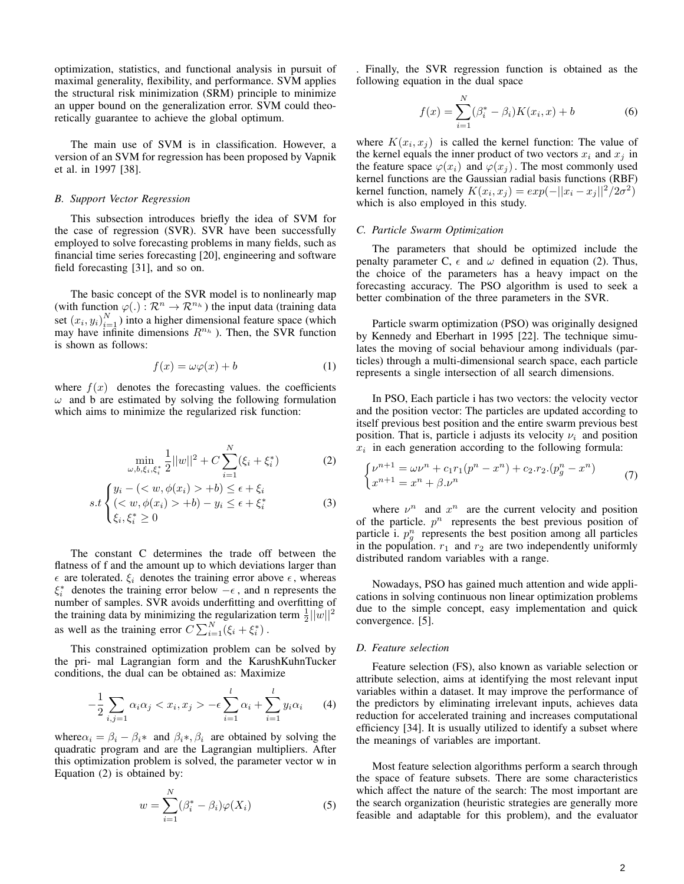optimization, statistics, and functional analysis in pursuit of maximal generality, flexibility, and performance. SVM applies the structural risk minimization (SRM) principle to minimize an upper bound on the generalization error. SVM could theoretically guarantee to achieve the global optimum.

The main use of SVM is in classification. However, a version of an SVM for regression has been proposed by Vapnik et al. in 1997 [38].

### *B. Support Vector Regression*

This subsection introduces briefly the idea of SVM for the case of regression (SVR). SVR have been successfully employed to solve forecasting problems in many fields, such as financial time series forecasting [20], engineering and software field forecasting [31], and so on.

The basic concept of the SVR model is to nonlinearly map (with function $\varphi(.) : \mathcal{R}^n \rightarrow \mathcal{R}^{n_h}$ ) the input data (training data set $(x_i, y_i)_{i=1}^N$ ) into a higher dimensional feature space (which may have infinite dimensions $R^{n_h}$ ). Then, the SVR function is shown as follows:

$$f(x) = \omega\varphi(x) + b \tag{1}$$

where $f(x)$ denotes the forecasting values. the coefficients $\omega$ and b are estimated by solving the following formulation which aims to minimize the regularized risk function:

$$\min_{\omega, b, \xi_i, \xi_i^*} \frac{1}{2}||w||^2 + C\sum_{i=1}^{N}(\xi_i + \xi_i^*) \tag{2}$$

$$s.t \begin{cases} y_i - (< w, \phi(x_i) > +b) \leq \epsilon + \xi_i \\ (< w, \phi(x_i) > +b) - y_i \leq \epsilon + \xi_i^* \\ \xi_i, \xi_i^* \geq 0 \end{cases} \tag{3}$$

The constant C determines the trade off between the flatness of f and the amount up to which deviations larger than $\epsilon$ are tolerated. $\xi_i$ denotes the training error above $\epsilon$, whereas $\xi_i^*$ denotes the training error below $-\epsilon$, and n represents the number of samples. SVR avoids underfitting and overfitting of the training data by minimizing the regularization term $\frac{1}{2}||w||^2$ as well as the training error $C\sum_{i=1}^{N}(\xi_i + \xi_i^*)$ .

This constrained optimization problem can be solved by the pri- mal Lagrangian form and the KarushKuhnTucker conditions, the dual can be obtained as: Maximize

$$-\frac{1}{2}\sum_{i,j=1}\alpha_i\alpha_j < x_i, x_j > -\epsilon\sum_{i=1}^{l}\alpha_i + \sum_{i=1}^{l}y_i\alpha_i \tag{4}$$

where$\alpha_i = \beta_i - \beta_i*$ and $\beta_i*, \beta_i$ are obtained by solving the quadratic program and are the Lagrangian multipliers. After this optimization problem is solved, the parameter vector w in Equation (2) is obtained by:

$$w = \sum_{i=1}^{N}(\beta_i^* - \beta_i)\varphi(X_i) \tag{5}$$

. Finally, the SVR regression function is obtained as the following equation in the dual space

$$f(x) = \sum_{i=1}^{N}(\beta_i^* - \beta_i)K(x_i, x) + b \tag{6}$$

where $K(x_i, x_j)$ is called the kernel function: The value of the kernel equals the inner product of two vectors $x_i$ and $x_j$ in the feature space $\varphi(x_i)$ and $\varphi(x_j)$ . The most commonly used kernel functions are the Gaussian radial basis functions (RBF) kernel function, namely $K(x_i, x_j) = exp(-||x_i - x_j||^2/2\sigma^2)$ which is also employed in this study.

### *C. Particle Swarm Optimization*

The parameters that should be optimized include the penalty parameter C, $\epsilon$ and $\omega$ defined in equation (2). Thus, the choice of the parameters has a heavy impact on the forecasting accuracy. The PSO algorithm is used to seek a better combination of the three parameters in the SVR.

Particle swarm optimization (PSO) was originally designed by Kennedy and Eberhart in 1995 [22]. The technique simulates the moving of social behaviour among individuals (particles) through a multi-dimensional search space, each particle represents a single intersection of all search dimensions.

In PSO, Each particle i has two vectors: the velocity vector and the position vector: The particles are updated according to itself previous best position and the entire swarm previous best position. That is, particle i adjusts its velocity $\nu_i$ and position $x_i$ in each generation according to the following formula:

$$\begin{cases} \nu^{n+1} = \omega\nu^n + c_1 r_1(p^n - x^n) + c_2.r_2.(p_g^n - x^n) \\ x^{n+1} = x^n + \beta.\nu^n \end{cases} \tag{7}$$

where $\nu^n$ and $x^n$ are the current velocity and position of the particle. $p^n$ represents the best previous position of particle i. $p_g^n$ represents the best position among all particles in the population. $r_1$ and $r_2$ are two independently uniformly distributed random variables with a range.

Nowadays, PSO has gained much attention and wide applications in solving continuous non linear optimization problems due to the simple concept, easy implementation and quick convergence. [5].

### *D. Feature selection*

Feature selection (FS), also known as variable selection or attribute selection, aims at identifying the most relevant input variables within a dataset. It may improve the performance of the predictors by eliminating irrelevant inputs, achieves data reduction for accelerated training and increases computational efficiency [34]. It is usually utilized to identify a subset where the meanings of variables are important.

Most feature selection algorithms perform a search through the space of feature subsets. There are some characteristics which affect the nature of the search: The most important are the search organization (heuristic strategies are generally more feasible and adaptable for this problem), and the evaluator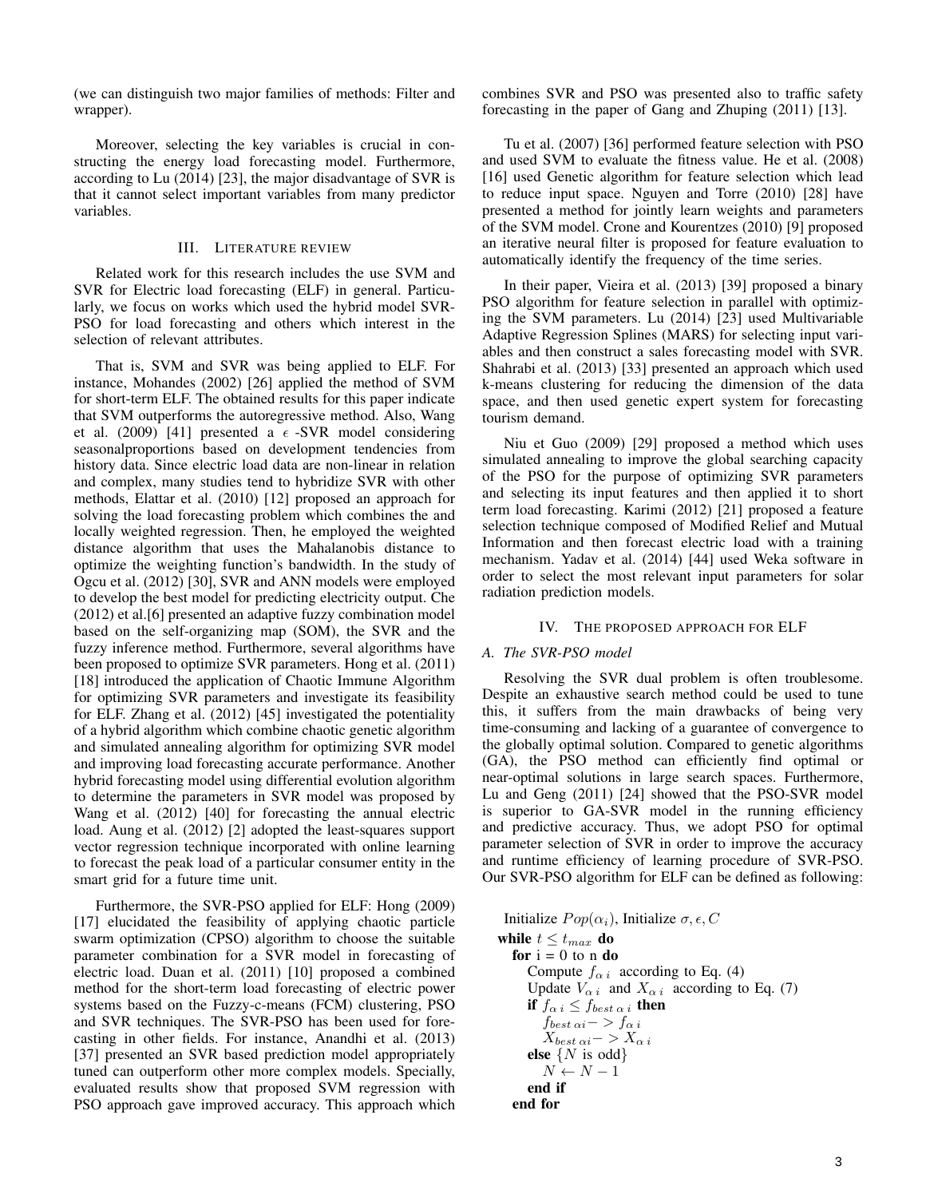(we can distinguish two major families of methods: Filter and wrapper).

Moreover, selecting the key variables is crucial in constructing the energy load forecasting model. Furthermore, according to Lu (2014) [23], the major disadvantage of SVR is that it cannot select important variables from many predictor variables.

## III. Literature review

Related work for this research includes the use SVM and SVR for Electric load forecasting (ELF) in general. Particularly, we focus on works which used the hybrid model SVR-PSO for load forecasting and others which interest in the selection of relevant attributes.

That is, SVM and SVR was being applied to ELF. For instance, Mohandes (2002) [26] applied the method of SVM for short-term ELF. The obtained results for this paper indicate that SVM outperforms the autoregressive method. Also, Wang et al. (2009) [41] presented a $\epsilon$ -SVR model considering seasonalproportions based on development tendencies from history data. Since electric load data are non-linear in relation and complex, many studies tend to hybridize SVR with other methods, Elattar et al. (2010) [12] proposed an approach for solving the load forecasting problem which combines the and locally weighted regression. Then, he employed the weighted distance algorithm that uses the Mahalanobis distance to optimize the weighting function's bandwidth. In the study of Ogcu et al. (2012) [30], SVR and ANN models were employed to develop the best model for predicting electricity output. Che (2012) et al.[6] presented an adaptive fuzzy combination model based on the self-organizing map (SOM), the SVR and the fuzzy inference method. Furthermore, several algorithms have been proposed to optimize SVR parameters. Hong et al. (2011) [18] introduced the application of Chaotic Immune Algorithm for optimizing SVR parameters and investigate its feasibility for ELF. Zhang et al. (2012) [45] investigated the potentiality of a hybrid algorithm which combine chaotic genetic algorithm and simulated annealing algorithm for optimizing SVR model and improving load forecasting accurate performance. Another hybrid forecasting model using differential evolution algorithm to determine the parameters in SVR model was proposed by Wang et al. (2012) [40] for forecasting the annual electric load. Aung et al. (2012) [2] adopted the least-squares support vector regression technique incorporated with online learning to forecast the peak load of a particular consumer entity in the smart grid for a future time unit.

Furthermore, the SVR-PSO applied for ELF: Hong (2009) [17] elucidated the feasibility of applying chaotic particle swarm optimization (CPSO) algorithm to choose the suitable parameter combination for a SVR model in forecasting of electric load. Duan et al. (2011) [10] proposed a combined method for the short-term load forecasting of electric power systems based on the Fuzzy-c-means (FCM) clustering, PSO and SVR techniques. The SVR-PSO has been used for forecasting in other fields. For instance, Anandhi et al. (2013) [37] presented an SVR based prediction model appropriately tuned can outperform other more complex models. Specially, evaluated results show that proposed SVM regression with PSO approach gave improved accuracy. This approach which combines SVR and PSO was presented also to traffic safety forecasting in the paper of Gang and Zhuping (2011) [13].

Tu et al. (2007) [36] performed feature selection with PSO and used SVM to evaluate the fitness value. He et al. (2008) [16] used Genetic algorithm for feature selection which lead to reduce input space. Nguyen and Torre (2010) [28] have presented a method for jointly learn weights and parameters of the SVM model. Crone and Kourentzes (2010) [9] proposed an iterative neural filter is proposed for feature evaluation to automatically identify the frequency of the time series.

In their paper, Vieira et al. (2013) [39] proposed a binary PSO algorithm for feature selection in parallel with optimizing the SVM parameters. Lu (2014) [23] used Multivariable Adaptive Regression Splines (MARS) for selecting input variables and then construct a sales forecasting model with SVR. Shahrabi et al. (2013) [33] presented an approach which used k-means clustering for reducing the dimension of the data space, and then used genetic expert system for forecasting tourism demand.

Niu et Guo (2009) [29] proposed a method which uses simulated annealing to improve the global searching capacity of the PSO for the purpose of optimizing SVR parameters and selecting its input features and then applied it to short term load forecasting. Karimi (2012) [21] proposed a feature selection technique composed of Modified Relief and Mutual Information and then forecast electric load with a training mechanism. Yadav et al. (2014) [44] used Weka software in order to select the most relevant input parameters for solar radiation prediction models.

## IV. The proposed approach for ELF

### A. The SVR-PSO model

Resolving the SVR dual problem is often troublesome. Despite an exhaustive search method could be used to tune this, it suffers from the main drawbacks of being very time-consuming and lacking of a guarantee of convergence to the globally optimal solution. Compared to genetic algorithms (GA), the PSO method can efficiently find optimal or near-optimal solutions in large search spaces. Furthermore, Lu and Geng (2011) [24] showed that the PSO-SVR model is superior to GA-SVR model in the running efficiency and predictive accuracy. Thus, we adopt PSO for optimal parameter selection of SVR in order to improve the accuracy and runtime efficiency of learning procedure of SVR-PSO. Our SVR-PSO algorithm for ELF can be defined as following:

Initialize $Pop(\alpha_i)$, Initialize $\sigma, \epsilon, C$

**while** $t \leq t_{max}$ **do**

  **for** i = 0 to n **do**

    Compute $f_{\alpha\, i}$ according to Eq. (4)

    Update $V_{\alpha\, i}$ and $X_{\alpha\, i}$ according to Eq. (7)

    **if** $f_{\alpha\, i} \leq f_{best\ \alpha\, i}$ **then**

      $f_{best\ \alpha i} -> f_{\alpha\, i}$

      $X_{best\ \alpha i} -> X_{\alpha\, i}$

    **else** $\{N$ is odd$\}$

      $N \leftarrow N - 1$

    **end if**

  **end for**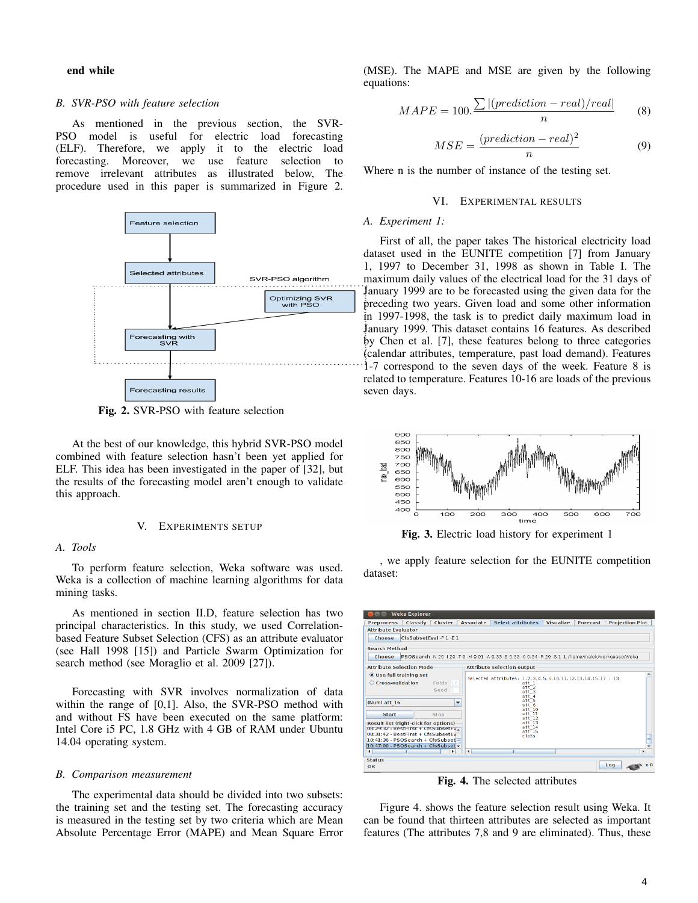**end while**

### B. SVR-PSO with feature selection

As mentioned in the previous section, the SVR-PSO model is useful for electric load forecasting (ELF). Therefore, we apply it to the electric load forecasting. Moreover, we use feature selection to remove irrelevant attributes as illustrated below, The procedure used in this paper is summarized in Figure 2.

**Fig. 2.** SVR-PSO with feature selection

At the best of our knowledge, this hybrid SVR-PSO model combined with feature selection hasn't been yet applied for ELF. This idea has been investigated in the paper of [32], but the results of the forecasting model aren't enough to validate this approach.

## V. Experiments Setup

### A. Tools

To perform feature selection, Weka software was used. Weka is a collection of machine learning algorithms for data mining tasks.

As mentioned in section II.D, feature selection has two principal characteristics. In this study, we used Correlation-based Feature Subset Selection (CFS) as an attribute evaluator (see Hall 1998 [15]) and Particle Swarm Optimization for search method (see Moraglio et al. 2009 [27]).

Forecasting with SVR involves normalization of data within the range of [0,1]. Also, the SVR-PSO method with and without FS have been executed on the same platform: Intel Core i5 PC, 1.8 GHz with 4 GB of RAM under Ubuntu 14.04 operating system.

### B. Comparison measurement

The experimental data should be divided into two subsets: the training set and the testing set. The forecasting accuracy is measured in the testing set by two criteria which are Mean Absolute Percentage Error (MAPE) and Mean Square Error (MSE). The MAPE and MSE are given by the following equations:

$$MAPE = 100.\frac{\sum |(prediction - real)/real|}{n} \quad (8)$$

$$MSE = \frac{(prediction - real)^2}{n} \quad (9)$$

Where n is the number of instance of the testing set.

## VI. Experimental Results

### A. Experiment 1:

First of all, the paper takes The historical electricity load dataset used in the EUNITE competition [7] from January 1, 1997 to December 31, 1998 as shown in Table I. The maximum daily values of the electrical load for the 31 days of January 1999 are to be forecasted using the given data for the preceding two years. Given load and some other information in 1997-1998, the task is to predict daily maximum load in January 1999. This dataset contains 16 features. As described by Chen et al. [7], these features belong to three categories (calendar attributes, temperature, past load demand). Features 1-7 correspond to the seven days of the week. Feature 8 is related to temperature. Features 10-16 are loads of the previous seven days.

**Fig. 3.** Electric load history for experiment 1

, we apply feature selection for the EUNITE competition dataset:

**Fig. 4.** The selected attributes

Figure 4. shows the feature selection result using Weka. It can be found that thirteen attributes are selected as important features (The attributes 7,8 and 9 are eliminated). Thus, these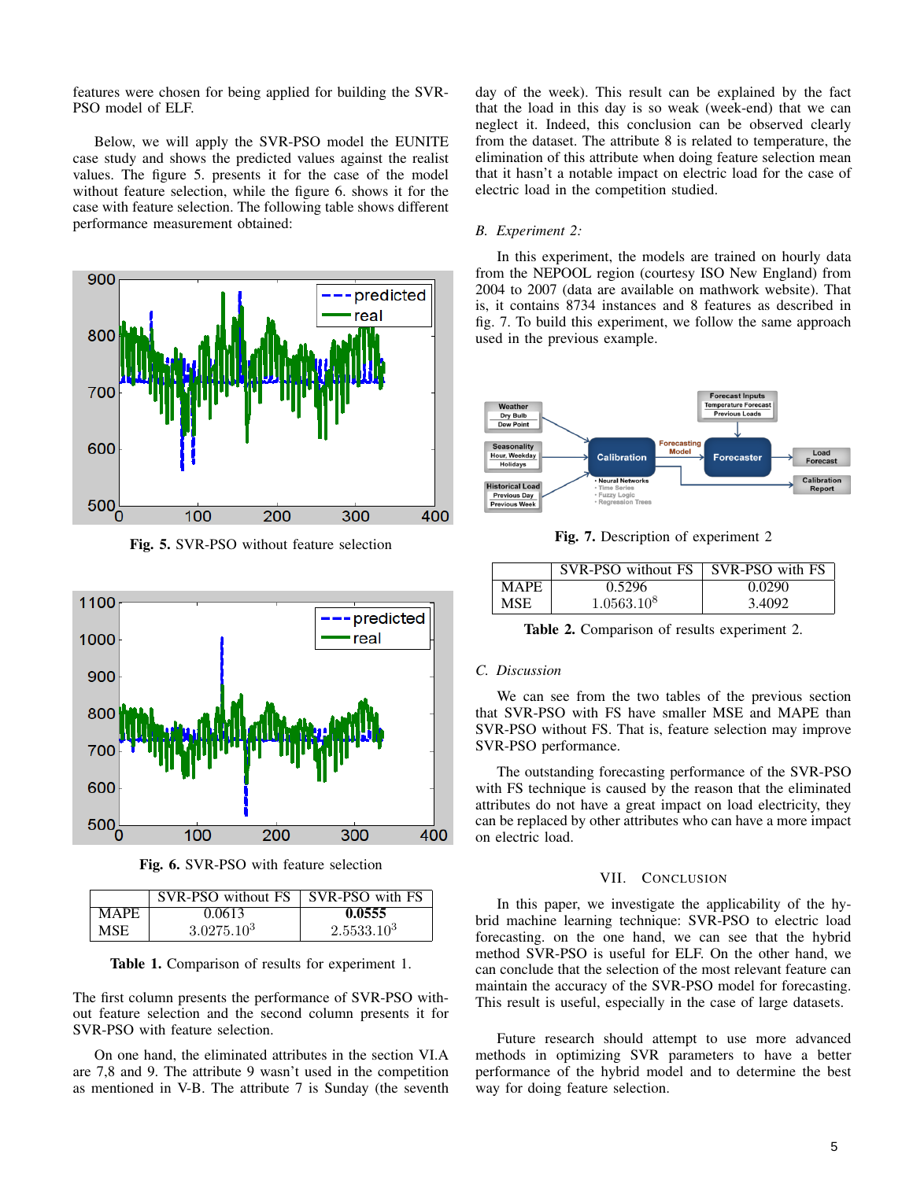features were chosen for being applied for building the SVR-PSO model of ELF.

Below, we will apply the SVR-PSO model the EUNITE case study and shows the predicted values against the realist values. The figure 5. presents it for the case of the model without feature selection, while the figure 6. shows it for the case with feature selection. The following table shows different performance measurement obtained:

**Fig. 5.** SVR-PSO without feature selection

**Fig. 6.** SVR-PSO with feature selection

| | SVR-PSO without FS | SVR-PSO with FS |
|---|---|---|
| MAPE | 0.0613 | **0.0555** |
| MSE | $3.0275.10^3$ | $2.5533.10^3$ |

**Table 1.** Comparison of results for experiment 1.

The first column presents the performance of SVR-PSO without feature selection and the second column presents it for SVR-PSO with feature selection.

On one hand, the eliminated attributes in the section VI.A are 7,8 and 9. The attribute 9 wasn't used in the competition as mentioned in V-B. The attribute 7 is Sunday (the seventh day of the week). This result can be explained by the fact that the load in this day is so weak (week-end) that we can neglect it. Indeed, this conclusion can be observed clearly from the dataset. The attribute 8 is related to temperature, the elimination of this attribute when doing feature selection mean that it hasn't a notable impact on electric load for the case of electric load in the competition studied.

### B. Experiment 2:

In this experiment, the models are trained on hourly data from the NEPOOL region (courtesy ISO New England) from 2004 to 2007 (data are available on mathwork website). That is, it contains 8734 instances and 8 features as described in fig. 7. To build this experiment, we follow the same approach used in the previous example.

**Fig. 7.** Description of experiment 2

| | SVR-PSO without FS | SVR-PSO with FS |
|---|---|---|
| MAPE | 0.5296 | 0.0290 |
| MSE | $1.0563.10^8$ | 3.4092 |

**Table 2.** Comparison of results experiment 2.

### C. Discussion

We can see from the two tables of the previous section that SVR-PSO with FS have smaller MSE and MAPE than SVR-PSO without FS. That is, feature selection may improve SVR-PSO performance.

The outstanding forecasting performance of the SVR-PSO with FS technique is caused by the reason that the eliminated attributes do not have a great impact on load electricity, they can be replaced by other attributes who can have a more impact on electric load.

## VII. Conclusion

In this paper, we investigate the applicability of the hybrid machine learning technique: SVR-PSO to electric load forecasting. on the one hand, we can see that the hybrid method SVR-PSO is useful for ELF. On the other hand, we can conclude that the selection of the most relevant feature can maintain the accuracy of the SVR-PSO model for forecasting. This result is useful, especially in the case of large datasets.

Future research should attempt to use more advanced methods in optimizing SVR parameters to have a better performance of the hybrid model and to determine the best way for doing feature selection.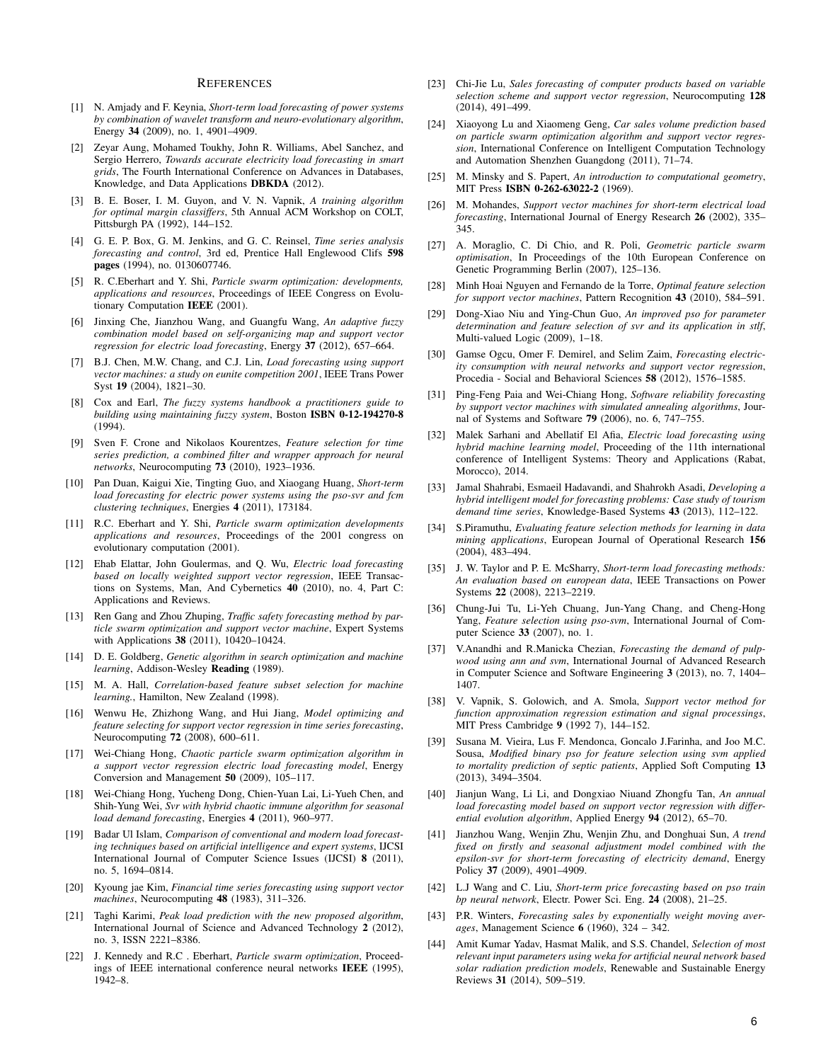## References

[1] N. Amjady and F. Keynia, *Short-term load forecasting of power systems by combination of wavelet transform and neuro-evolutionary algorithm*, Energy **34** (2009), no. 1, 4901–4909.

[2] Zeyar Aung, Mohamed Toukhy, John R. Williams, Abel Sanchez, and Sergio Herrero, *Towards accurate electricity load forecasting in smart grids*, The Fourth International Conference on Advances in Databases, Knowledge, and Data Applications **DBKDA** (2012).

[3] B. E. Boser, I. M. Guyon, and V. N. Vapnik, *A training algorithm for optimal margin classiffers*, 5th Annual ACM Workshop on COLT, Pittsburgh PA (1992), 144–152.

[4] G. E. P. Box, G. M. Jenkins, and G. C. Reinsel, *Time series analysis forecasting and control*, 3rd ed, Prentice Hall Englewood Clifs **598 pages** (1994), no. 0130607746.

[5] R. C.Eberhart and Y. Shi, *Particle swarm optimization: developments, applications and resources*, Proceedings of IEEE Congress on Evolutionary Computation **IEEE** (2001).

[6] Jinxing Che, Jianzhou Wang, and Guangfu Wang, *An adaptive fuzzy combination model based on self-organizing map and support vector regression for electric load forecasting*, Energy **37** (2012), 657–664.

[7] B.J. Chen, M.W. Chang, and C.J. Lin, *Load forecasting using support vector machines: a study on eunite competition 2001*, IEEE Trans Power Syst **19** (2004), 1821–30.

[8] Cox and Earl, *The fuzzy systems handbook a practitioners guide to building using maintaining fuzzy system*, Boston **ISBN 0-12-194270-8** (1994).

[9] Sven F. Crone and Nikolaos Kourentzes, *Feature selection for time series prediction, a combined filter and wrapper approach for neural networks*, Neurocomputing **73** (2010), 1923–1936.

[10] Pan Duan, Kaigui Xie, Tingting Guo, and Xiaogang Huang, *Short-term load forecasting for electric power systems using the pso-svr and fcm clustering techniques*, Energies **4** (2011), 173184.

[11] R.C. Eberhart and Y. Shi, *Particle swarm optimization developments applications and resources*, Proceedings of the 2001 congress on evolutionary computation (2001).

[12] Ehab Elattar, John Goulermas, and Q. Wu, *Electric load forecasting based on locally weighted support vector regression*, IEEE Transactions on Systems, Man, And Cybernetics **40** (2010), no. 4, Part C: Applications and Reviews.

[13] Ren Gang and Zhou Zhuping, *Traffic safety forecasting method by particle swarm optimization and support vector machine*, Expert Systems with Applications **38** (2011), 10420–10424.

[14] D. E. Goldberg, *Genetic algorithm in search optimization and machine learning*, Addison-Wesley **Reading** (1989).

[15] M. A. Hall, *Correlation-based feature subset selection for machine learning.*, Hamilton, New Zealand (1998).

[16] Wenwu He, Zhizhong Wang, and Hui Jiang, *Model optimizing and feature selecting for support vector regression in time series forecasting*, Neurocomputing **72** (2008), 600–611.

[17] Wei-Chiang Hong, *Chaotic particle swarm optimization algorithm in a support vector regression electric load forecasting model*, Energy Conversion and Management **50** (2009), 105–117.

[18] Wei-Chiang Hong, Yucheng Dong, Chien-Yuan Lai, Li-Yueh Chen, and Shih-Yung Wei, *Svr with hybrid chaotic immune algorithm for seasonal load demand forecasting*, Energies **4** (2011), 960–977.

[19] Badar Ul Islam, *Comparison of conventional and modern load forecasting techniques based on artificial intelligence and expert systems*, IJCSI International Journal of Computer Science Issues (IJCSI) **8** (2011), no. 5, 1694–0814.

[20] Kyoung jae Kim, *Financial time series forecasting using support vector machines*, Neurocomputing **48** (1983), 311–326.

[21] Taghi Karimi, *Peak load prediction with the new proposed algorithm*, International Journal of Science and Advanced Technology **2** (2012), no. 3, ISSN 2221–8386.

[22] J. Kennedy and R.C . Eberhart, *Particle swarm optimization*, Proceedings of IEEE international conference neural networks **IEEE** (1995), 1942–8.

[23] Chi-Jie Lu, *Sales forecasting of computer products based on variable selection scheme and support vector regression*, Neurocomputing **128** (2014), 491–499.

[24] Xiaoyong Lu and Xiaomeng Geng, *Car sales volume prediction based on particle swarm optimization algorithm and support vector regression*, International Conference on Intelligent Computation Technology and Automation Shenzhen Guangdong (2011), 71–74.

[25] M. Minsky and S. Papert, *An introduction to computational geometry*, MIT Press **ISBN 0-262-63022-2** (1969).

[26] M. Mohandes, *Support vector machines for short-term electrical load forecasting*, International Journal of Energy Research **26** (2002), 335–345.

[27] A. Moraglio, C. Di Chio, and R. Poli, *Geometric particle swarm optimisation*, In Proceedings of the 10th European Conference on Genetic Programming Berlin (2007), 125–136.

[28] Minh Hoai Nguyen and Fernando de la Torre, *Optimal feature selection for support vector machines*, Pattern Recognition **43** (2010), 584–591.

[29] Dong-Xiao Niu and Ying-Chun Guo, *An improved pso for parameter determination and feature selection of svr and its application in stlf*, Multi-valued Logic (2009), 1–18.

[30] Gamse Ogcu, Omer F. Demirel, and Selim Zaim, *Forecasting electricity consumption with neural networks and support vector regression*, Procedia - Social and Behavioral Sciences **58** (2012), 1576–1585.

[31] Ping-Feng Paia and Wei-Chiang Hong, *Software reliability forecasting by support vector machines with simulated annealing algorithms*, Journal of Systems and Software **79** (2006), no. 6, 747–755.

[32] Malek Sarhani and Abellatif El Afia, *Electric load forecasting using hybrid machine learning model*, Proceeding of the 11th international conference of Intelligent Systems: Theory and Applications (Rabat, Morocco), 2014.

[33] Jamal Shahrabi, Esmaeil Hadavandi, and Shahrokh Asadi, *Developing a hybrid intelligent model for forecasting problems: Case study of tourism demand time series*, Knowledge-Based Systems **43** (2013), 112–122.

[34] S.Piramuthu, *Evaluating feature selection methods for learning in data mining applications*, European Journal of Operational Research **156** (2004), 483–494.

[35] J. W. Taylor and P. E. McSharry, *Short-term load forecasting methods: An evaluation based on european data*, IEEE Transactions on Power Systems **22** (2008), 2213–2219.

[36] Chung-Jui Tu, Li-Yeh Chuang, Jun-Yang Chang, and Cheng-Hong Yang, *Feature selection using pso-svm*, International Journal of Computer Science **33** (2007), no. 1.

[37] V.Anandhi and R.Manicka Chezian, *Forecasting the demand of pulpwood using ann and svm*, International Journal of Advanced Research in Computer Science and Software Engineering **3** (2013), no. 7, 1404–1407.

[38] V. Vapnik, S. Golowich, and A. Smola, *Support vector method for function approximation regression estimation and signal processings*, MIT Press Cambridge **9** (1992 7), 144–152.

[39] Susana M. Vieira, Lus F. Mendonca, Goncalo J.Farinha, and Joo M.C. Sousa, *Modified binary pso for feature selection using svm applied to mortality prediction of septic patients*, Applied Soft Computing **13** (2013), 3494–3504.

[40] Jianjun Wang, Li Li, and Dongxiao Niuand Zhongfu Tan, *An annual load forecasting model based on support vector regression with differential evolution algorithm*, Applied Energy **94** (2012), 65–70.

[41] Jianzhou Wang, Wenjin Zhu, Wenjin Zhu, and Donghuai Sun, *A trend fixed on firstly and seasonal adjustment model combined with the epsilon-svr for short-term forecasting of electricity demand*, Energy Policy **37** (2009), 4901–4909.

[42] L.J Wang and C. Liu, *Short-term price forecasting based on pso train bp neural network*, Electr. Power Sci. Eng. **24** (2008), 21–25.

[43] P.R. Winters, *Forecasting sales by exponentially weight moving averages*, Management Science **6** (1960), 324 – 342.

[44] Amit Kumar Yadav, Hasmat Malik, and S.S. Chandel, *Selection of most relevant input parameters using weka for artificial neural network based solar radiation prediction models*, Renewable and Sustainable Energy Reviews **31** (2014), 509–519.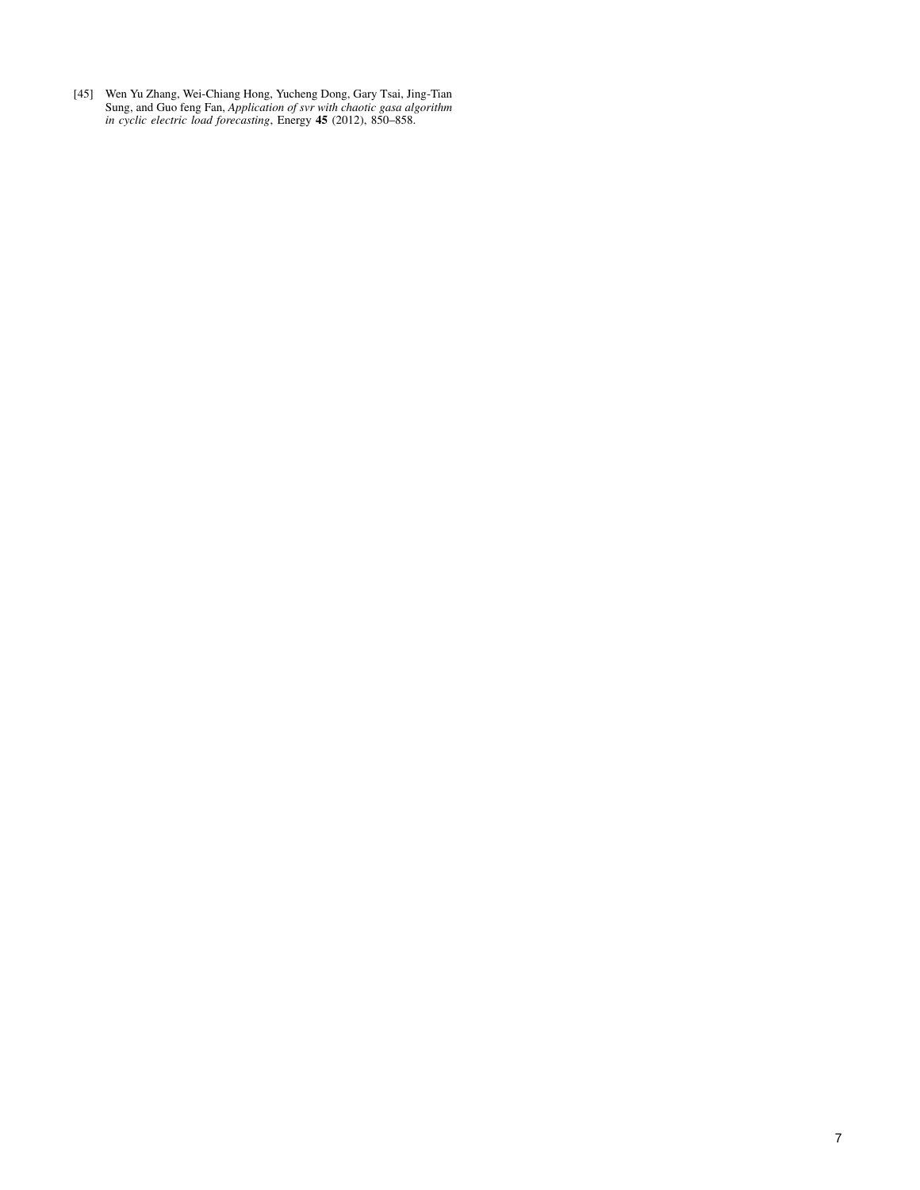[45] Wen Yu Zhang, Wei-Chiang Hong, Yucheng Dong, Gary Tsai, Jing-Tian Sung, and Guo feng Fan, *Application of svr with chaotic gasa algorithm in cyclic electric load forecasting*, Energy **45** (2012), 850–858.